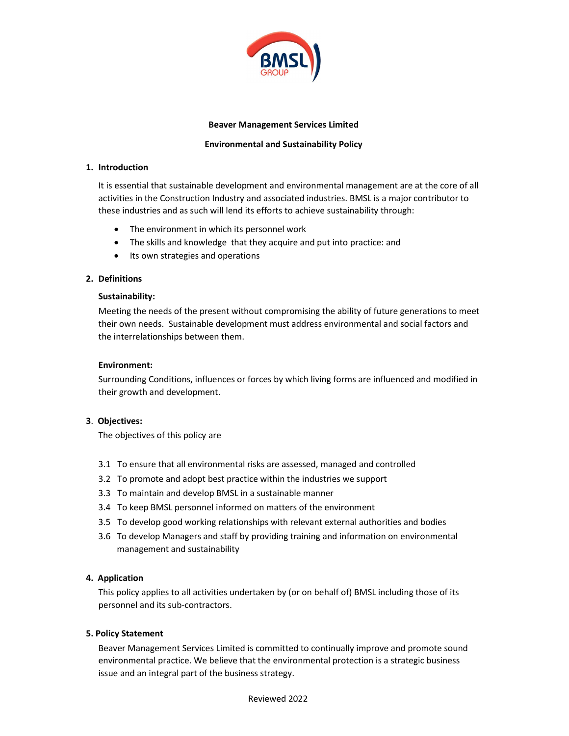**Beaver Management Services Limited**

**Environmental and Sustainability Policy**

## 1. Introduction

It is essential that sustainable development and environmental management are at the core of all activities in the Construction Industry and associated industries. BMSL is a major contributor to these industries and as such will lend its efforts to achieve sustainability through:

- The environment in which its personnel work
- The skills and knowledge that they acquire and put into practice: and
- Its own strategies and operations

## 2. Definitions

**Sustainability:**

Meeting the needs of the present without compromising the ability of future generations to meet their own needs. Sustainable development must address environmental and social factors and the interrelationships between them.

**Environment:**

Surrounding Conditions, influences or forces by which living forms are influenced and modified in their growth and development.

## 3. Objectives:

The objectives of this policy are

3.1 To ensure that all environmental risks are assessed, managed and controlled

3.2 To promote and adopt best practice within the industries we support

3.3 To maintain and develop BMSL in a sustainable manner

3.4 To keep BMSL personnel informed on matters of the environment

3.5 To develop good working relationships with relevant external authorities and bodies

3.6 To develop Managers and staff by providing training and information on environmental management and sustainability

## 4. Application

This policy applies to all activities undertaken by (or on behalf of) BMSL including those of its personnel and its sub-contractors.

## 5. Policy Statement

Beaver Management Services Limited is committed to continually improve and promote sound environmental practice. We believe that the environmental protection is a strategic business issue and an integral part of the business strategy.

Reviewed 2022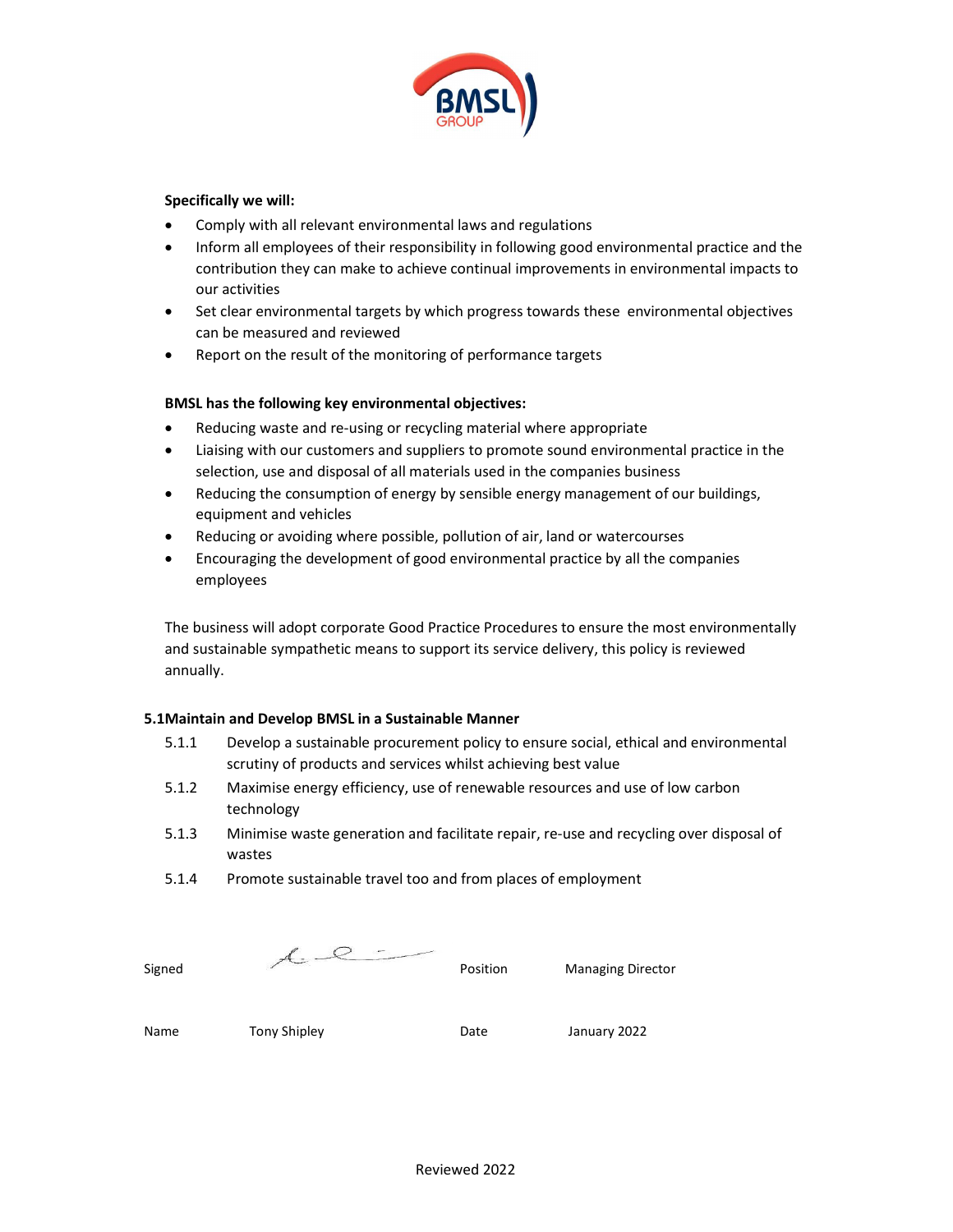**Specifically we will:**

- Comply with all relevant environmental laws and regulations
- Inform all employees of their responsibility in following good environmental practice and the contribution they can make to achieve continual improvements in environmental impacts to our activities
- Set clear environmental targets by which progress towards these environmental objectives can be measured and reviewed
- Report on the result of the monitoring of performance targets

**BMSL has the following key environmental objectives:**

- Reducing waste and re-using or recycling material where appropriate
- Liaising with our customers and suppliers to promote sound environmental practice in the selection, use and disposal of all materials used in the companies business
- Reducing the consumption of energy by sensible energy management of our buildings, equipment and vehicles
- Reducing or avoiding where possible, pollution of air, land or watercourses
- Encouraging the development of good environmental practice by all the companies employees

The business will adopt corporate Good Practice Procedures to ensure the most environmentally and sustainable sympathetic means to support its service delivery, this policy is reviewed annually.

**5.1Maintain and Develop BMSL in a Sustainable Manner**

5.1.1 Develop a sustainable procurement policy to ensure social, ethical and environmental scrutiny of products and services whilst achieving best value

5.1.2 Maximise energy efficiency, use of renewable resources and use of low carbon technology

5.1.3 Minimise waste generation and facilitate repair, re-use and recycling over disposal of wastes

5.1.4 Promote sustainable travel too and from places of employment

| | | | |
|---|---|---|---|
| Signed | [signature] | Position | Managing Director |
| Name | Tony Shipley | Date | January 2022 |

Reviewed 2022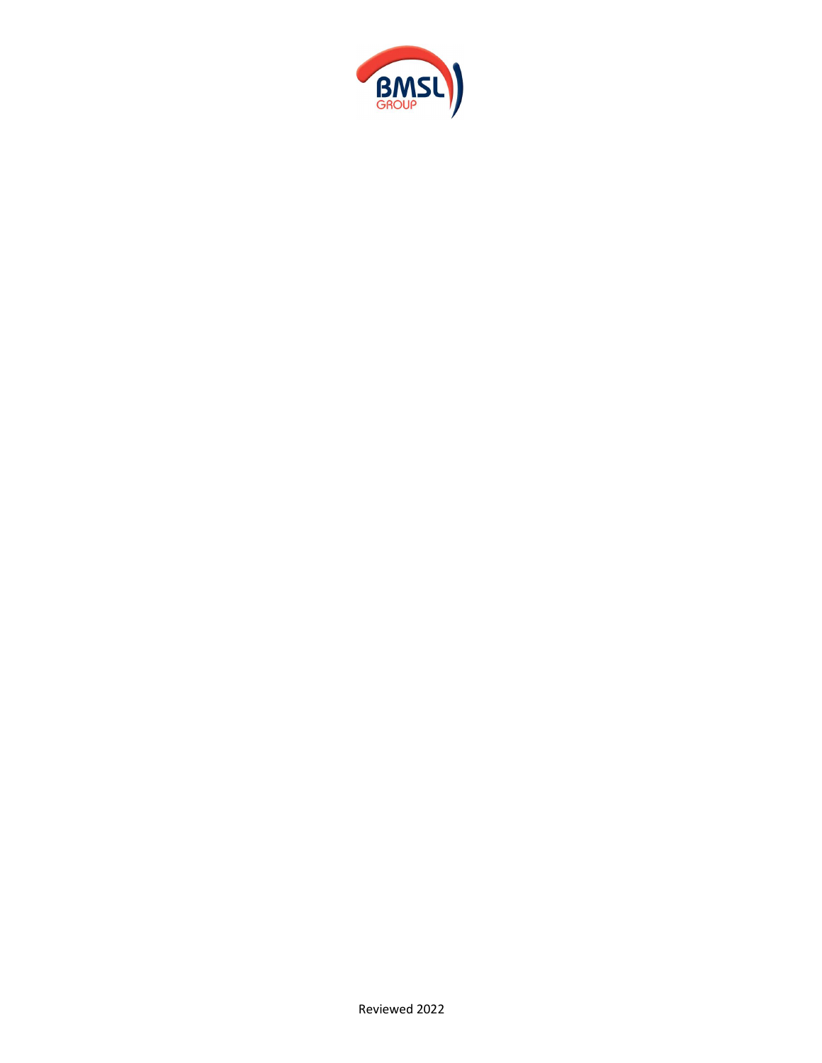Reviewed 2022